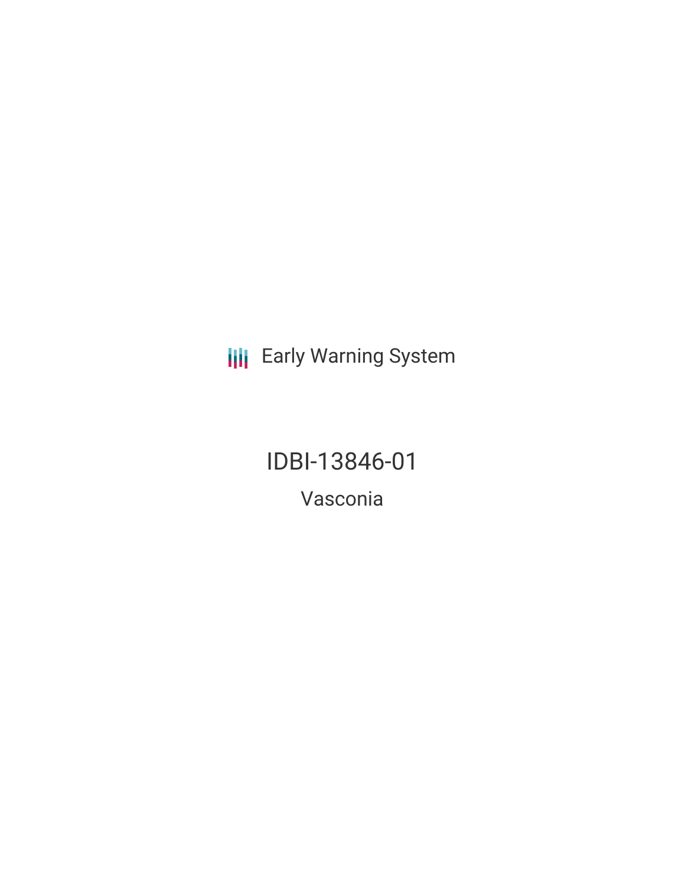Early Warning System

# IDBI-13846-01

## Vasconia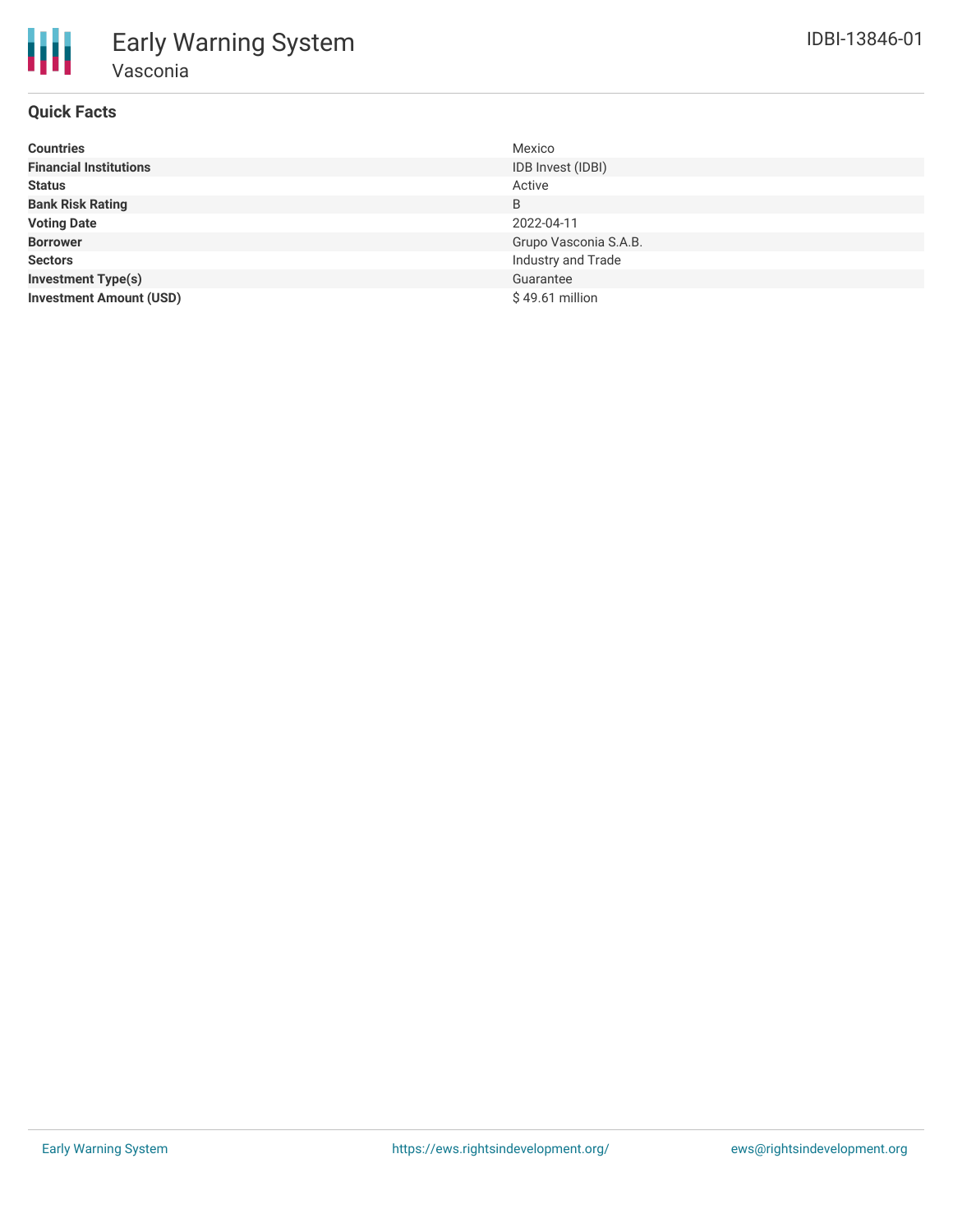# Early Warning System

## Vasconia

IDBI-13846-01

### Quick Facts

| | |
|---|---|
| **Countries** | Mexico |
| **Financial Institutions** | IDB Invest (IDBI) |
| **Status** | Active |
| **Bank Risk Rating** | B |
| **Voting Date** | 2022-04-11 |
| **Borrower** | Grupo Vasconia S.A.B. |
| **Sectors** | Industry and Trade |
| **Investment Type(s)** | Guarantee |
| **Investment Amount (USD)** | $ 49.61 million |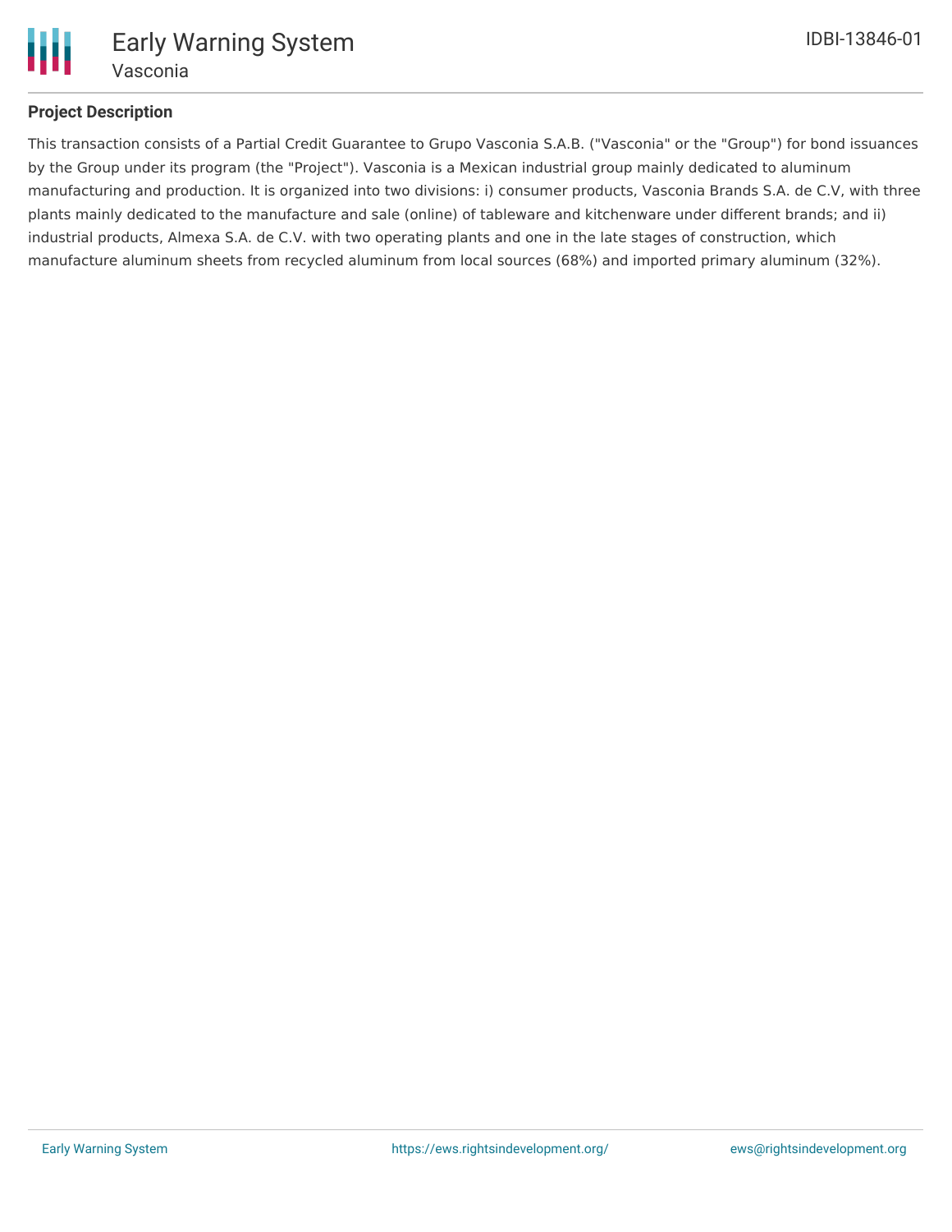## Project Description

This transaction consists of a Partial Credit Guarantee to Grupo Vasconia S.A.B. ("Vasconia" or the "Group") for bond issuances by the Group under its program (the "Project"). Vasconia is a Mexican industrial group mainly dedicated to aluminum manufacturing and production. It is organized into two divisions: i) consumer products, Vasconia Brands S.A. de C.V, with three plants mainly dedicated to the manufacture and sale (online) of tableware and kitchenware under different brands; and ii) industrial products, Almexa S.A. de C.V. with two operating plants and one in the late stages of construction, which manufacture aluminum sheets from recycled aluminum from local sources (68%) and imported primary aluminum (32%).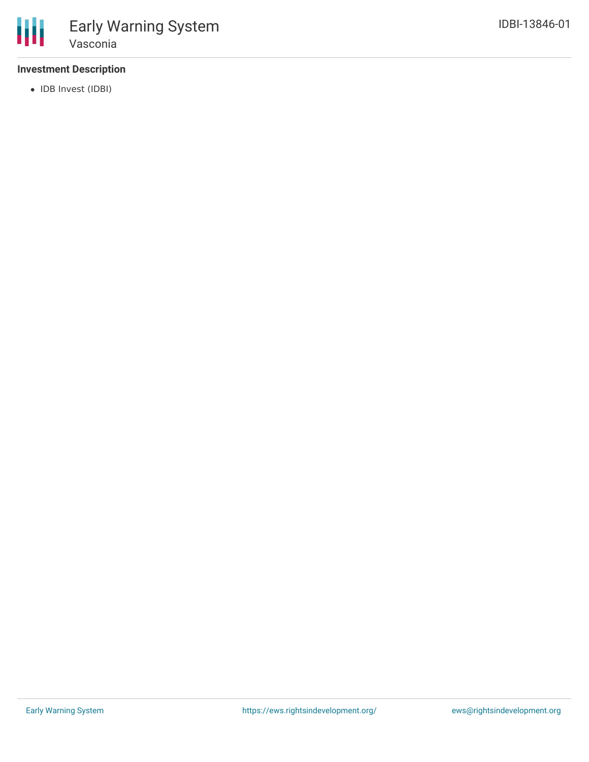### Investment Description

- IDB Invest (IDBI)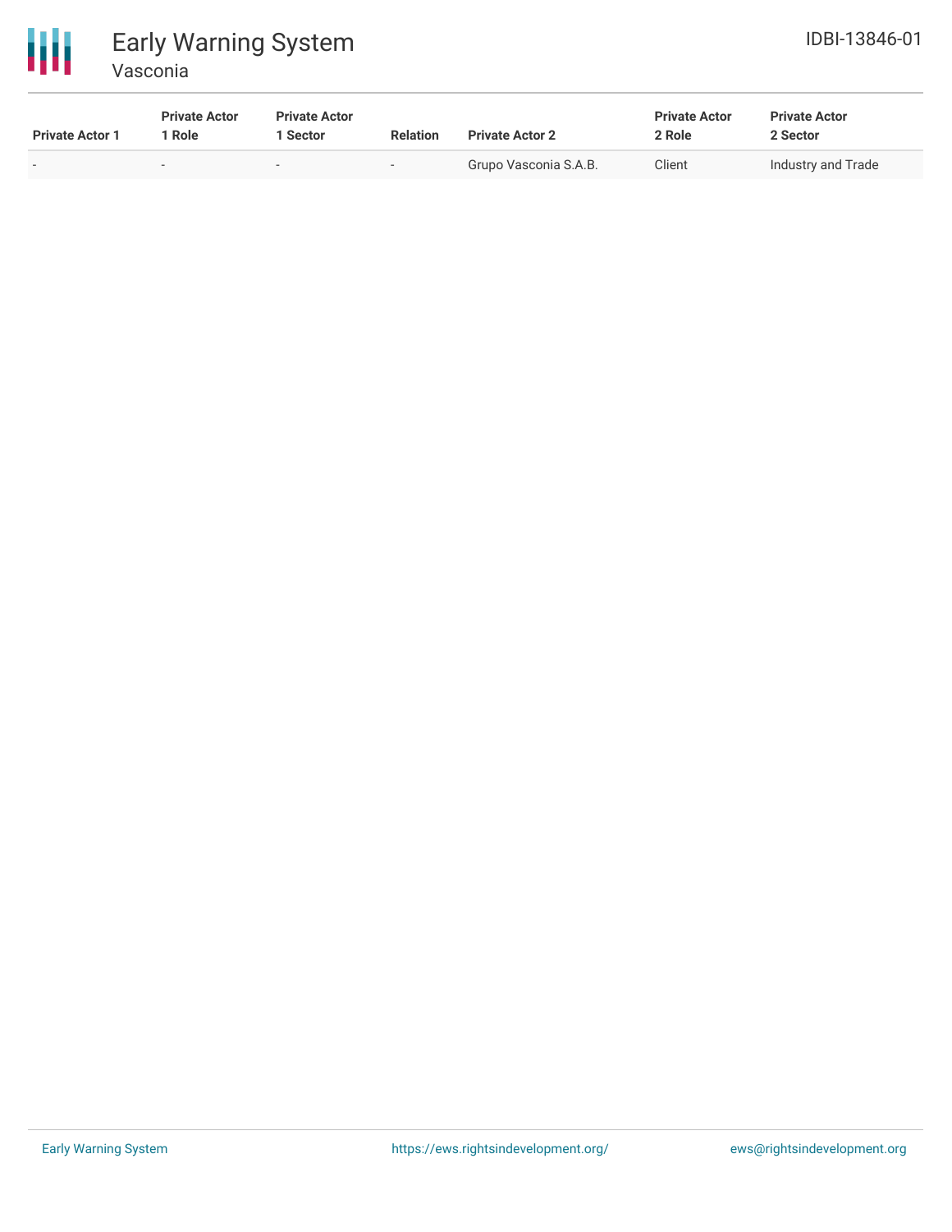| Private Actor 1 | Private Actor 1 Role | Private Actor 1 Sector | Relation | Private Actor 2 | Private Actor 2 Role | Private Actor 2 Sector |
|---|---|---|---|---|---|---|
| - | - | - | - | Grupo Vasconia S.A.B. | Client | Industry and Trade |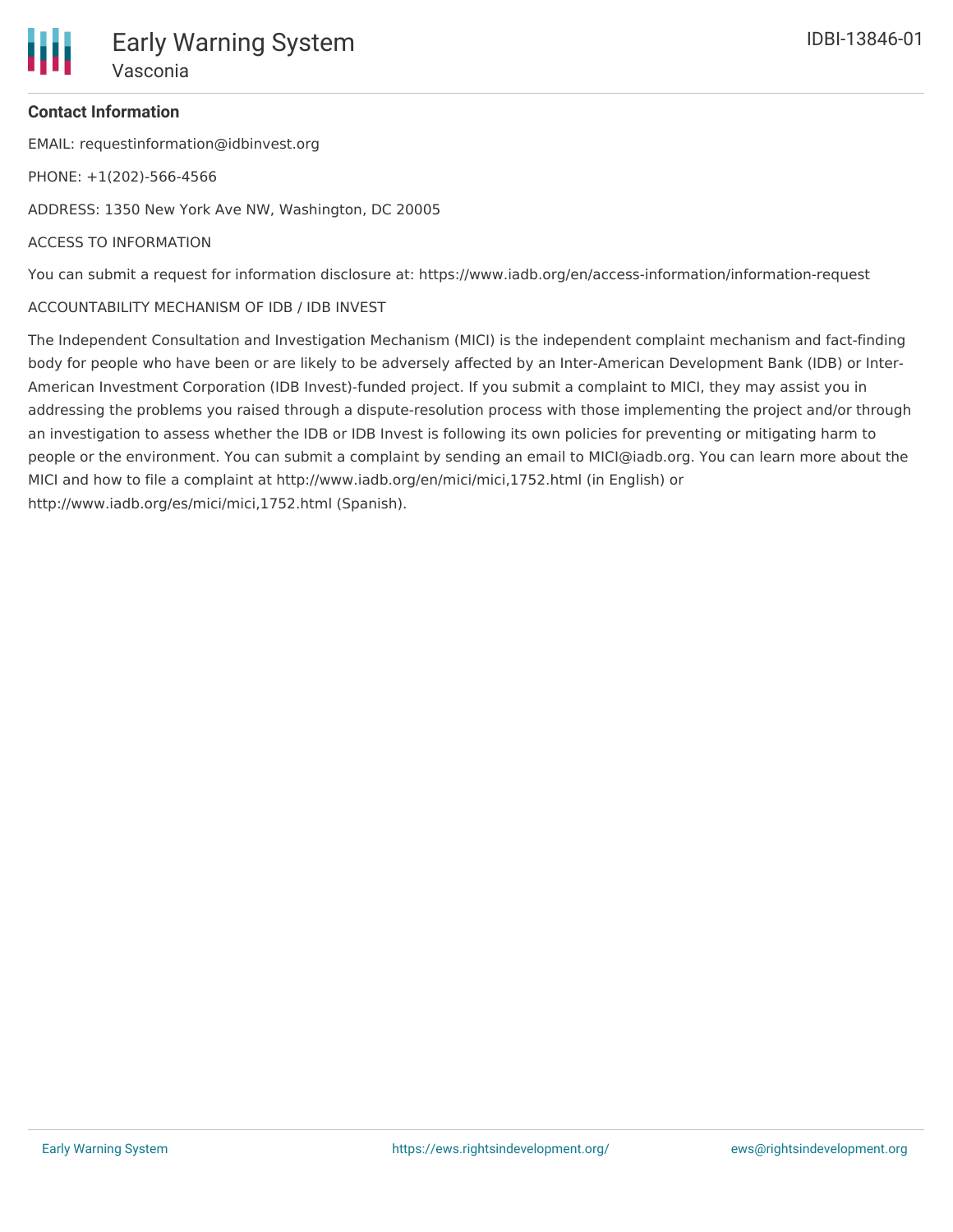**Contact Information**

EMAIL: requestinformation@idbinvest.org

PHONE: +1(202)-566-4566

ADDRESS: 1350 New York Ave NW, Washington, DC 20005

ACCESS TO INFORMATION

You can submit a request for information disclosure at: https://www.iadb.org/en/access-information/information-request

ACCOUNTABILITY MECHANISM OF IDB / IDB INVEST

The Independent Consultation and Investigation Mechanism (MICI) is the independent complaint mechanism and fact-finding body for people who have been or are likely to be adversely affected by an Inter-American Development Bank (IDB) or Inter-American Investment Corporation (IDB Invest)-funded project. If you submit a complaint to MICI, they may assist you in addressing the problems you raised through a dispute-resolution process with those implementing the project and/or through an investigation to assess whether the IDB or IDB Invest is following its own policies for preventing or mitigating harm to people or the environment. You can submit a complaint by sending an email to MICI@iadb.org. You can learn more about the MICI and how to file a complaint at http://www.iadb.org/en/mici/mici,1752.html (in English) or http://www.iadb.org/es/mici/mici,1752.html (Spanish).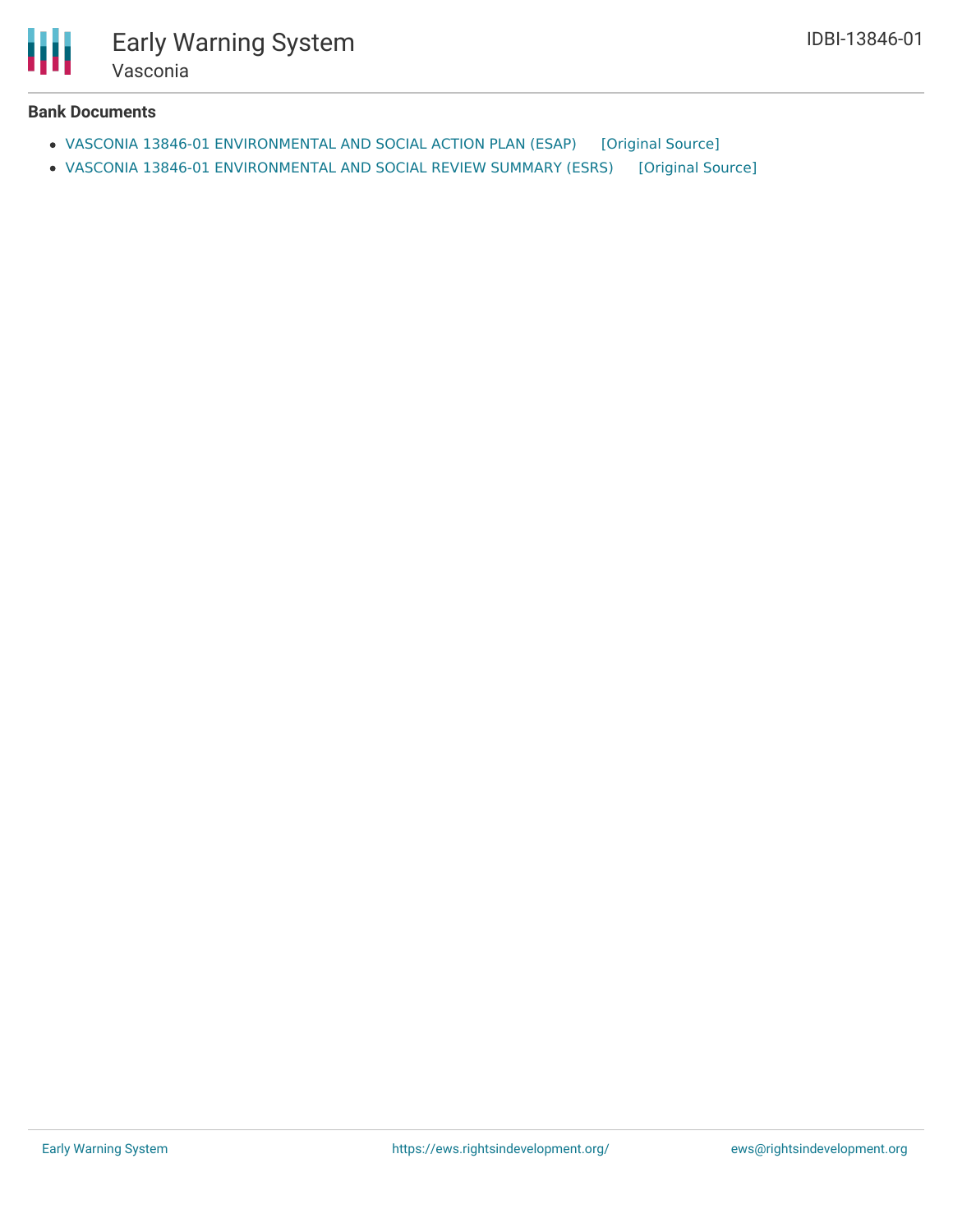**Bank Documents**

- VASCONIA 13846-01 ENVIRONMENTAL AND SOCIAL ACTION PLAN (ESAP) [Original Source]
- VASCONIA 13846-01 ENVIRONMENTAL AND SOCIAL REVIEW SUMMARY (ESRS) [Original Source]